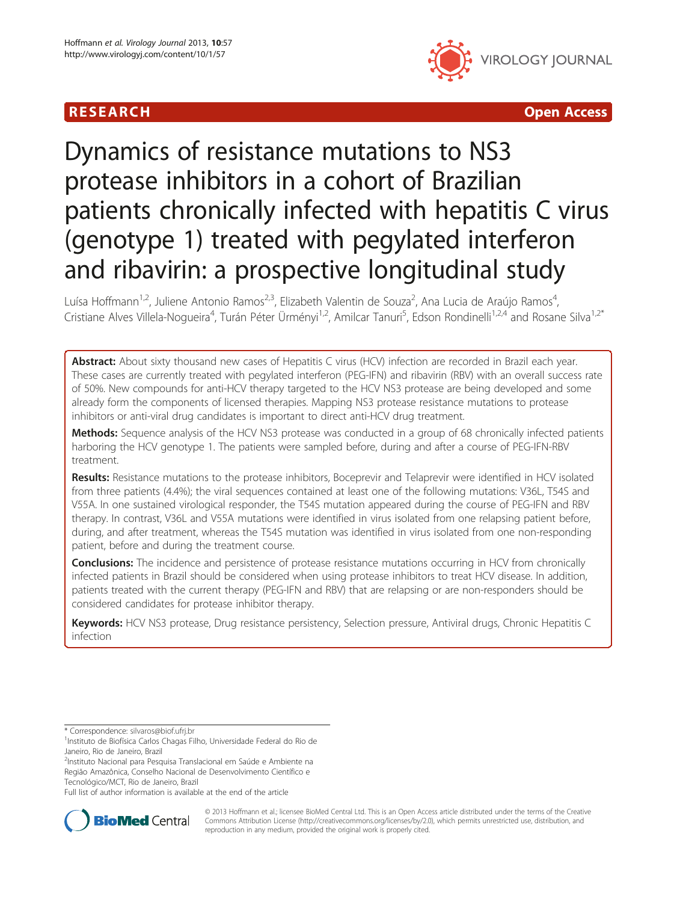RESEARCH **Open Access**

# Dynamics of resistance mutations to NS3 protease inhibitors in a cohort of Brazilian patients chronically infected with hepatitis C virus (genotype 1) treated with pegylated interferon and ribavirin: a prospective longitudinal study

Luísa Hoffmann[1,2], Juliene Antonio Ramos[2,3], Elizabeth Valentin de Souza[2], Ana Lucia de Araújo Ramos[4], Cristiane Alves Villela-Nogueira[4], Turán Péter Ürményi[1,2], Amilcar Tanuri[5], Edson Rondinelli[1,2,4] and Rosane Silva[1,2*]

**Abstract:** About sixty thousand new cases of Hepatitis C virus (HCV) infection are recorded in Brazil each year. These cases are currently treated with pegylated interferon (PEG-IFN) and ribavirin (RBV) with an overall success rate of 50%. New compounds for anti-HCV therapy targeted to the HCV NS3 protease are being developed and some already form the components of licensed therapies. Mapping NS3 protease resistance mutations to protease inhibitors or anti-viral drug candidates is important to direct anti-HCV drug treatment.

**Methods:** Sequence analysis of the HCV NS3 protease was conducted in a group of 68 chronically infected patients harboring the HCV genotype 1. The patients were sampled before, during and after a course of PEG-IFN-RBV treatment.

**Results:** Resistance mutations to the protease inhibitors, Boceprevir and Telaprevir were identified in HCV isolated from three patients (4.4%); the viral sequences contained at least one of the following mutations: V36L, T54S and V55A. In one sustained virological responder, the T54S mutation appeared during the course of PEG-IFN and RBV therapy. In contrast, V36L and V55A mutations were identified in virus isolated from one relapsing patient before, during, and after treatment, whereas the T54S mutation was identified in virus isolated from one non-responding patient, before and during the treatment course.

**Conclusions:** The incidence and persistence of protease resistance mutations occurring in HCV from chronically infected patients in Brazil should be considered when using protease inhibitors to treat HCV disease. In addition, patients treated with the current therapy (PEG-IFN and RBV) that are relapsing or are non-responders should be considered candidates for protease inhibitor therapy.

**Keywords:** HCV NS3 protease, Drug resistance persistency, Selection pressure, Antiviral drugs, Chronic Hepatitis C infection

\* Correspondence: silvaros@biof.ufrj.br
[1]Instituto de Biofísica Carlos Chagas Filho, Universidade Federal do Rio de Janeiro, Rio de Janeiro, Brazil
[2]Instituto Nacional para Pesquisa Translacional em Saúde e Ambiente na Região Amazônica, Conselho Nacional de Desenvolvimento Científico e Tecnológico/MCT, Rio de Janeiro, Brazil
Full list of author information is available at the end of the article

© 2013 Hoffmann et al.; licensee BioMed Central Ltd. This is an Open Access article distributed under the terms of the Creative Commons Attribution License (http://creativecommons.org/licenses/by/2.0), which permits unrestricted use, distribution, and reproduction in any medium, provided the original work is properly cited.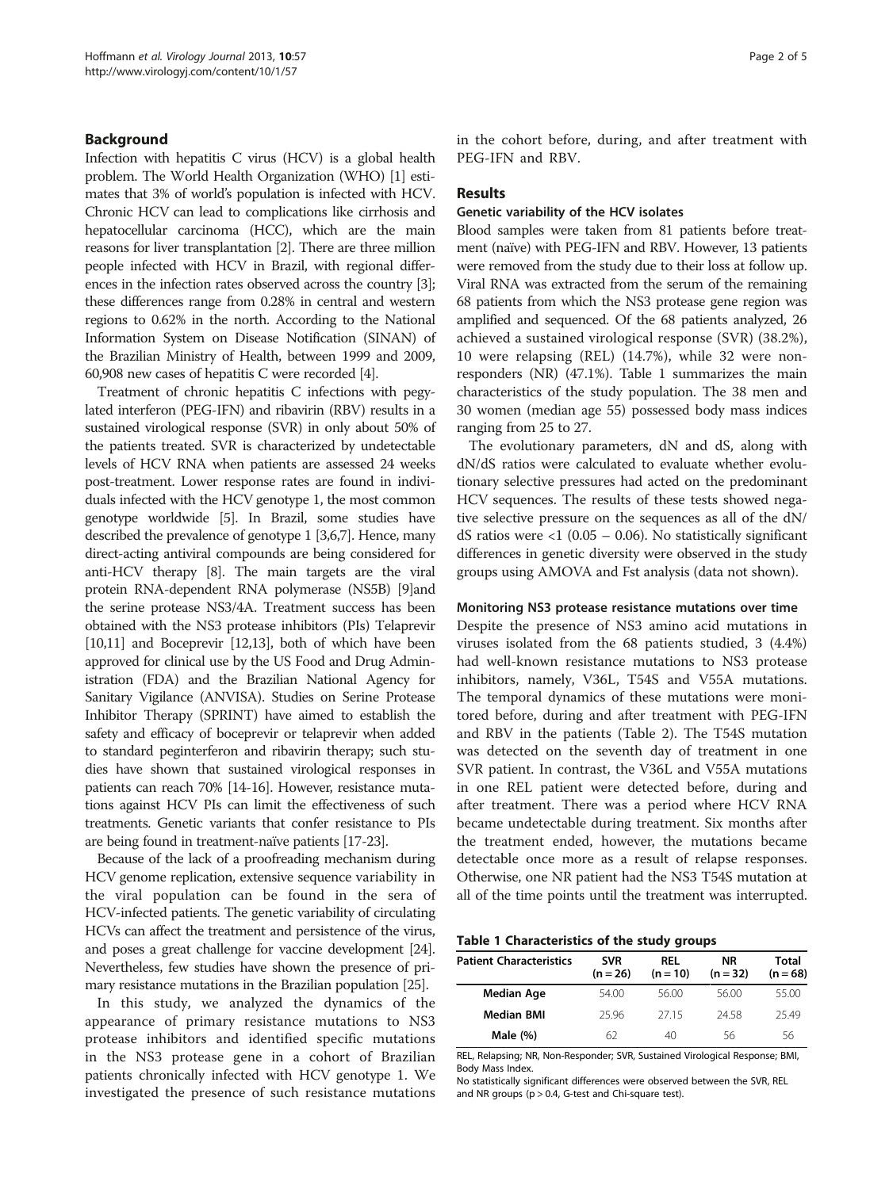## Background

Infection with hepatitis C virus (HCV) is a global health problem. The World Health Organization (WHO) [1] estimates that 3% of world's population is infected with HCV. Chronic HCV can lead to complications like cirrhosis and hepatocellular carcinoma (HCC), which are the main reasons for liver transplantation [2]. There are three million people infected with HCV in Brazil, with regional differences in the infection rates observed across the country [3]; these differences range from 0.28% in central and western regions to 0.62% in the north. According to the National Information System on Disease Notification (SINAN) of the Brazilian Ministry of Health, between 1999 and 2009, 60,908 new cases of hepatitis C were recorded [4].

Treatment of chronic hepatitis C infections with pegylated interferon (PEG-IFN) and ribavirin (RBV) results in a sustained virological response (SVR) in only about 50% of the patients treated. SVR is characterized by undetectable levels of HCV RNA when patients are assessed 24 weeks post-treatment. Lower response rates are found in individuals infected with the HCV genotype 1, the most common genotype worldwide [5]. In Brazil, some studies have described the prevalence of genotype 1 [3,6,7]. Hence, many direct-acting antiviral compounds are being considered for anti-HCV therapy [8]. The main targets are the viral protein RNA-dependent RNA polymerase (NS5B) [9]and the serine protease NS3/4A. Treatment success has been obtained with the NS3 protease inhibitors (PIs) Telaprevir [10,11] and Boceprevir [12,13], both of which have been approved for clinical use by the US Food and Drug Administration (FDA) and the Brazilian National Agency for Sanitary Vigilance (ANVISA). Studies on Serine Protease Inhibitor Therapy (SPRINT) have aimed to establish the safety and efficacy of boceprevir or telaprevir when added to standard peginterferon and ribavirin therapy; such studies have shown that sustained virological responses in patients can reach 70% [14-16]. However, resistance mutations against HCV PIs can limit the effectiveness of such treatments. Genetic variants that confer resistance to PIs are being found in treatment-naïve patients [17-23].

Because of the lack of a proofreading mechanism during HCV genome replication, extensive sequence variability in the viral population can be found in the sera of HCV-infected patients. The genetic variability of circulating HCVs can affect the treatment and persistence of the virus, and poses a great challenge for vaccine development [24]. Nevertheless, few studies have shown the presence of primary resistance mutations in the Brazilian population [25].

In this study, we analyzed the dynamics of the appearance of primary resistance mutations to NS3 protease inhibitors and identified specific mutations in the NS3 protease gene in a cohort of Brazilian patients chronically infected with HCV genotype 1. We investigated the presence of such resistance mutations in the cohort before, during, and after treatment with PEG-IFN and RBV.

## Results

### Genetic variability of the HCV isolates

Blood samples were taken from 81 patients before treatment (naïve) with PEG-IFN and RBV. However, 13 patients were removed from the study due to their loss at follow up. Viral RNA was extracted from the serum of the remaining 68 patients from which the NS3 protease gene region was amplified and sequenced. Of the 68 patients analyzed, 26 achieved a sustained virological response (SVR) (38.2%), 10 were relapsing (REL) (14.7%), while 32 were non-responders (NR) (47.1%). Table 1 summarizes the main characteristics of the study population. The 38 men and 30 women (median age 55) possessed body mass indices ranging from 25 to 27.

The evolutionary parameters, dN and dS, along with dN/dS ratios were calculated to evaluate whether evolutionary selective pressures had acted on the predominant HCV sequences. The results of these tests showed negative selective pressure on the sequences as all of the dN/dS ratios were <1 (0.05 – 0.06). No statistically significant differences in genetic diversity were observed in the study groups using AMOVA and Fst analysis (data not shown).

### Monitoring NS3 protease resistance mutations over time

Despite the presence of NS3 amino acid mutations in viruses isolated from the 68 patients studied, 3 (4.4%) had well-known resistance mutations to NS3 protease inhibitors, namely, V36L, T54S and V55A mutations. The temporal dynamics of these mutations were monitored before, during and after treatment with PEG-IFN and RBV in the patients (Table 2). The T54S mutation was detected on the seventh day of treatment in one SVR patient. In contrast, the V36L and V55A mutations in one REL patient were detected before, during and after treatment. There was a period where HCV RNA became undetectable during treatment. Six months after the treatment ended, however, the mutations became detectable once more as a result of relapse responses. Otherwise, one NR patient had the NS3 T54S mutation at all of the time points until the treatment was interrupted.

**Table 1 Characteristics of the study groups**

| Patient Characteristics | SVR (n = 26) | REL (n = 10) | NR (n = 32) | Total (n = 68) |
|---|---|---|---|---|
| **Median Age** | 54.00 | 56.00 | 56.00 | 55.00 |
| **Median BMI** | 25.96 | 27.15 | 24.58 | 25.49 |
| **Male (%)** | 62 | 40 | 56 | 56 |

REL, Relapsing; NR, Non-Responder; SVR, Sustained Virological Response; BMI, Body Mass Index.
No statistically significant differences were observed between the SVR, REL and NR groups ($p > 0.4$, G-test and Chi-square test).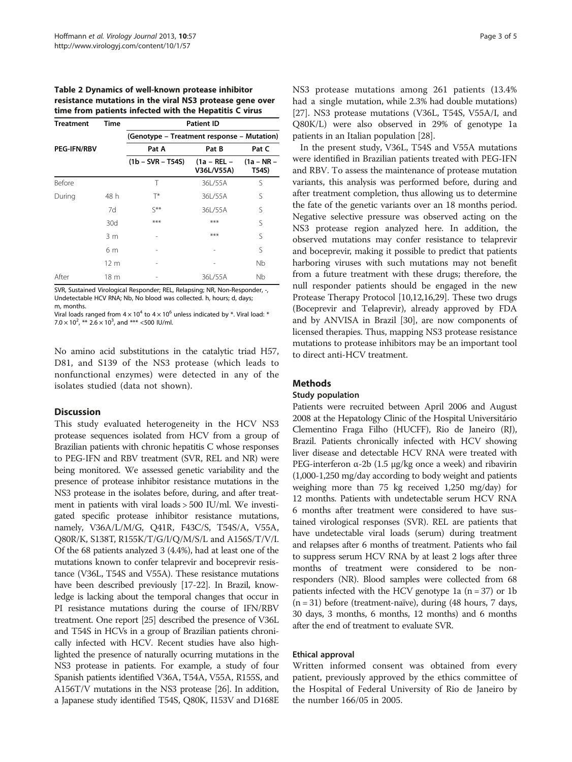**Table 2 Dynamics of well-known protease inhibitor resistance mutations in the viral NS3 protease gene over time from patients infected with the Hepatitis C virus**

| Treatment | Time | Patient ID | | |
|---|---|---|---|---|
| | | (Genotype – Treatment response – Mutation) | | |
| PEG-IFN/RBV | | Pat A | Pat B | Pat C |
| | | (1b – SVR – T54S) | (1a – REL – V36L/V55A) | (1a – NR – T54S) |
| Before | | T | 36L/55A | S |
| During | 48 h | T* | 36L/55A | S |
| | 7d | S** | 36L/55A | S |
| | 30d | *** | *** | S |
| | 3 m | - | *** | S |
| | 6 m | - | - | S |
| | 12 m | - | - | Nb |
| After | 18 m | - | 36L/55A | Nb |

SVR, Sustained Virological Responder; REL, Relapsing; NR, Non-Responder, -, Undetectable HCV RNA; Nb, No blood was collected. h, hours; d, days; m, months.
Viral loads ranged from $4 \times 10^4$ to $4 \times 10^6$ unless indicated by *. Viral load: * $7.0 \times 10^2$, ** $2.6 \times 10^3$, and *** <500 IU/ml.

No amino acid substitutions in the catalytic triad H57, D81, and S139 of the NS3 protease (which leads to nonfunctional enzymes) were detected in any of the isolates studied (data not shown).

## Discussion

This study evaluated heterogeneity in the HCV NS3 protease sequences isolated from HCV from a group of Brazilian patients with chronic hepatitis C whose responses to PEG-IFN and RBV treatment (SVR, REL and NR) were being monitored. We assessed genetic variability and the presence of protease inhibitor resistance mutations in the NS3 protease in the isolates before, during, and after treatment in patients with viral loads > 500 IU/ml. We investigated specific protease inhibitor resistance mutations, namely, V36A/L/M/G, Q41R, F43C/S, T54S/A, V55A, Q80R/K, S138T, R155K/T/G/I/Q/M/S/L and A156S/T/V/I. Of the 68 patients analyzed 3 (4.4%), had at least one of the mutations known to confer telaprevir and boceprevir resistance (V36L, T54S and V55A). These resistance mutations have been described previously [17-22]. In Brazil, knowledge is lacking about the temporal changes that occur in PI resistance mutations during the course of IFN/RBV treatment. One report [25] described the presence of V36L and T54S in HCVs in a group of Brazilian patients chronically infected with HCV. Recent studies have also highlighted the presence of naturally ocurring mutations in the NS3 protease in patients. For example, a study of four Spanish patients identified V36A, T54A, V55A, R155S, and A156T/V mutations in the NS3 protease [26]. In addition, a Japanese study identified T54S, Q80K, I153V and D168E NS3 protease mutations among 261 patients (13.4% had a single mutation, while 2.3% had double mutations) [27]. NS3 protease mutations (V36L, T54S, V55A/I, and Q80K/L) were also observed in 29% of genotype 1a patients in an Italian population [28].

In the present study, V36L, T54S and V55A mutations were identified in Brazilian patients treated with PEG-IFN and RBV. To assess the maintenance of protease mutation variants, this analysis was performed before, during and after treatment completion, thus allowing us to determine the fate of the genetic variants over an 18 months period. Negative selective pressure was observed acting on the NS3 protease region analyzed here. In addition, the observed mutations may confer resistance to telaprevir and boceprevir, making it possible to predict that patients harboring viruses with such mutations may not benefit from a future treatment with these drugs; therefore, the null responder patients should be engaged in the new Protease Therapy Protocol [10,12,16,29]. These two drugs (Boceprevir and Telaprevir), already approved by FDA and by ANVISA in Brazil [30], are now components of licensed therapies. Thus, mapping NS3 protease resistance mutations to protease inhibitors may be an important tool to direct anti-HCV treatment.

## Methods

### Study population

Patients were recruited between April 2006 and August 2008 at the Hepatology Clinic of the Hospital Universitário Clementino Fraga Filho (HUCFF), Rio de Janeiro (RJ), Brazil. Patients chronically infected with HCV showing liver disease and detectable HCV RNA were treated with PEG-interferon α-2b (1.5 μg/kg once a week) and ribavirin (1,000-1,250 mg/day according to body weight and patients weighing more than 75 kg received 1,250 mg/day) for 12 months. Patients with undetectable serum HCV RNA 6 months after treatment were considered to have sustained virological responses (SVR). REL are patients that have undetectable viral loads (serum) during treatment and relapses after 6 months of treatment. Patients who fail to suppress serum HCV RNA by at least 2 logs after three months of treatment were considered to be non-responders (NR). Blood samples were collected from 68 patients infected with the HCV genotype 1a (n = 37) or 1b (n = 31) before (treatment-naïve), during (48 hours, 7 days, 30 days, 3 months, 6 months, 12 months) and 6 months after the end of treatment to evaluate SVR.

### Ethical approval

Written informed consent was obtained from every patient, previously approved by the ethics committee of the Hospital of Federal University of Rio de Janeiro by the number 166/05 in 2005.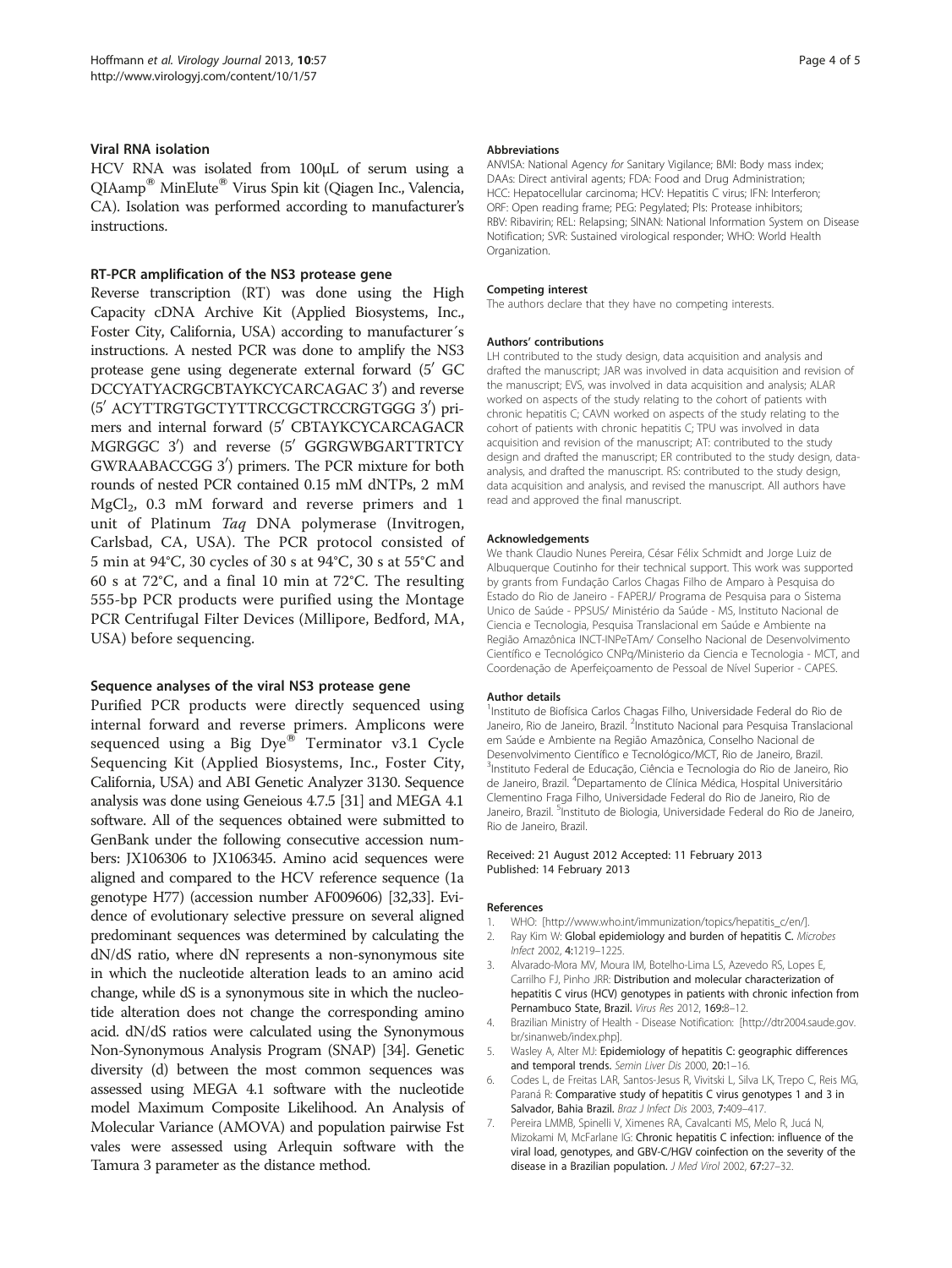### Viral RNA isolation

HCV RNA was isolated from 100μL of serum using a QIAamp® MinElute® Virus Spin kit (Qiagen Inc., Valencia, CA). Isolation was performed according to manufacturer's instructions.

### RT-PCR amplification of the NS3 protease gene

Reverse transcription (RT) was done using the High Capacity cDNA Archive Kit (Applied Biosystems, Inc., Foster City, California, USA) according to manufacturer´s instructions. A nested PCR was done to amplify the NS3 protease gene using degenerate external forward (5′ GC DCCYATYACRGCBTAYKCYCARCAGAC 3′) and reverse (5′ ACYTTRGTGCTYTTRCCGCTRCCRGTGGG 3′) primers and internal forward (5′ CBTAYKCYCARCAGACR MGRGGC 3′) and reverse (5′ GGRGWBGARTTRTCY GWRAABACCGG 3′) primers. The PCR mixture for both rounds of nested PCR contained 0.15 mM dNTPs, 2 mM $MgCl_2$, 0.3 mM forward and reverse primers and 1 unit of Platinum *Taq* DNA polymerase (Invitrogen, Carlsbad, CA, USA). The PCR protocol consisted of 5 min at 94°C, 30 cycles of 30 s at 94°C, 30 s at 55°C and 60 s at 72°C, and a final 10 min at 72°C. The resulting 555-bp PCR products were purified using the Montage PCR Centrifugal Filter Devices (Millipore, Bedford, MA, USA) before sequencing.

### Sequence analyses of the viral NS3 protease gene

Purified PCR products were directly sequenced using internal forward and reverse primers. Amplicons were sequenced using a Big Dye® Terminator v3.1 Cycle Sequencing Kit (Applied Biosystems, Inc., Foster City, California, USA) and ABI Genetic Analyzer 3130. Sequence analysis was done using Geneious 4.7.5 [31] and MEGA 4.1 software. All of the sequences obtained were submitted to GenBank under the following consecutive accession numbers: JX106306 to JX106345. Amino acid sequences were aligned and compared to the HCV reference sequence (1a genotype H77) (accession number AF009606) [32,33]. Evidence of evolutionary selective pressure on several aligned predominant sequences was determined by calculating the dN/dS ratio, where dN represents a non-synonymous site in which the nucleotide alteration leads to an amino acid change, while dS is a synonymous site in which the nucleotide alteration does not change the corresponding amino acid. dN/dS ratios were calculated using the Synonymous Non-Synonymous Analysis Program (SNAP) [34]. Genetic diversity (d) between the most common sequences was assessed using MEGA 4.1 software with the nucleotide model Maximum Composite Likelihood. An Analysis of Molecular Variance (AMOVA) and population pairwise Fst vales were assessed using Arlequin software with the Tamura 3 parameter as the distance method.

#### Abbreviations

ANVISA: National Agency *for* Sanitary Vigilance; BMI: Body mass index; DAAs: Direct antiviral agents; FDA: Food and Drug Administration; HCC: Hepatocellular carcinoma; HCV: Hepatitis C virus; IFN: Interferon; ORF: Open reading frame; PEG: Pegylated; PIs: Protease inhibitors; RBV: Ribavirin; REL: Relapsing; SINAN: National Information System on Disease Notification; SVR: Sustained virological responder; WHO: World Health Organization.

#### Competing interest

The authors declare that they have no competing interests.

#### Authors' contributions

LH contributed to the study design, data acquisition and analysis and drafted the manuscript; JAR was involved in data acquisition and revision of the manuscript; EVS, was involved in data acquisition and analysis; ALAR worked on aspects of the study relating to the cohort of patients with chronic hepatitis C; CAVN worked on aspects of the study relating to the cohort of patients with chronic hepatitis C; TPU was involved in data acquisition and revision of the manuscript; AT: contributed to the study design and drafted the manuscript; ER contributed to the study design, data-analysis, and drafted the manuscript. RS: contributed to the study design, data acquisition and analysis, and revised the manuscript. All authors have read and approved the final manuscript.

#### Acknowledgements

We thank Claudio Nunes Pereira, César Félix Schmidt and Jorge Luiz de Albuquerque Coutinho for their technical support. This work was supported by grants from Fundação Carlos Chagas Filho de Amparo à Pesquisa do Estado do Rio de Janeiro - FAPERJ/ Programa de Pesquisa para o Sistema Unico de Saúde - PPSUS/ Ministério da Saúde - MS, Instituto Nacional de Ciencia e Tecnologia, Pesquisa Translacional em Saúde e Ambiente na Região Amazônica INCT-INPeTAm/ Conselho Nacional de Desenvolvimento Científico e Tecnológico CNPq/Ministerio da Ciencia e Tecnologia - MCT, and Coordenação de Aperfeiçoamento de Pessoal de Nível Superior - CAPES.

#### Author details

[1]Instituto de Biofísica Carlos Chagas Filho, Universidade Federal do Rio de Janeiro, Rio de Janeiro, Brazil. [2]Instituto Nacional para Pesquisa Translacional em Saúde e Ambiente na Região Amazônica, Conselho Nacional de Desenvolvimento Científico e Tecnológico/MCT, Rio de Janeiro, Brazil. [3]Instituto Federal de Educação, Ciência e Tecnologia do Rio de Janeiro, Rio de Janeiro, Brazil. [4]Departamento de Clínica Médica, Hospital Universitário Clementino Fraga Filho, Universidade Federal do Rio de Janeiro, Rio de Janeiro, Brazil. [5]Instituto de Biologia, Universidade Federal do Rio de Janeiro, Rio de Janeiro, Brazil.

Received: 21 August 2012 Accepted: 11 February 2013
Published: 14 February 2013

#### References

1. WHO: [http://www.who.int/immunization/topics/hepatitis_c/en/].
2. Ray Kim W: **Global epidemiology and burden of hepatitis C.** *Microbes Infect* 2002, **4:**1219–1225.
3. Alvarado-Mora MV, Moura IM, Botelho-Lima LS, Azevedo RS, Lopes E, Carrilho FJ, Pinho JRR: **Distribution and molecular characterization of hepatitis C virus (HCV) genotypes in patients with chronic infection from Pernambuco State, Brazil.** *Virus Res* 2012, **169:**8–12.
4. Brazilian Ministry of Health - Disease Notification: [http://dtr2004.saude.gov.br/sinanweb/index.php].
5. Wasley A, Alter MJ: **Epidemiology of hepatitis C: geographic differences and temporal trends.** *Semin Liver Dis* 2000, **20:**1–16.
6. Codes L, de Freitas LAR, Santos-Jesus R, Vivitski L, Silva LK, Trepo C, Reis MG, Paraná R: **Comparative study of hepatitis C virus genotypes 1 and 3 in Salvador, Bahia Brazil.** *Braz J Infect Dis* 2003, **7:**409–417.
7. Pereira LMMB, Spinelli V, Ximenes RA, Cavalcanti MS, Melo R, Jucá N, Mizokami M, McFarlane IG: **Chronic hepatitis C infection: influence of the viral load, genotypes, and GBV-C/HGV coinfection on the severity of the disease in a Brazilian population.** *J Med Virol* 2002, **67:**27–32.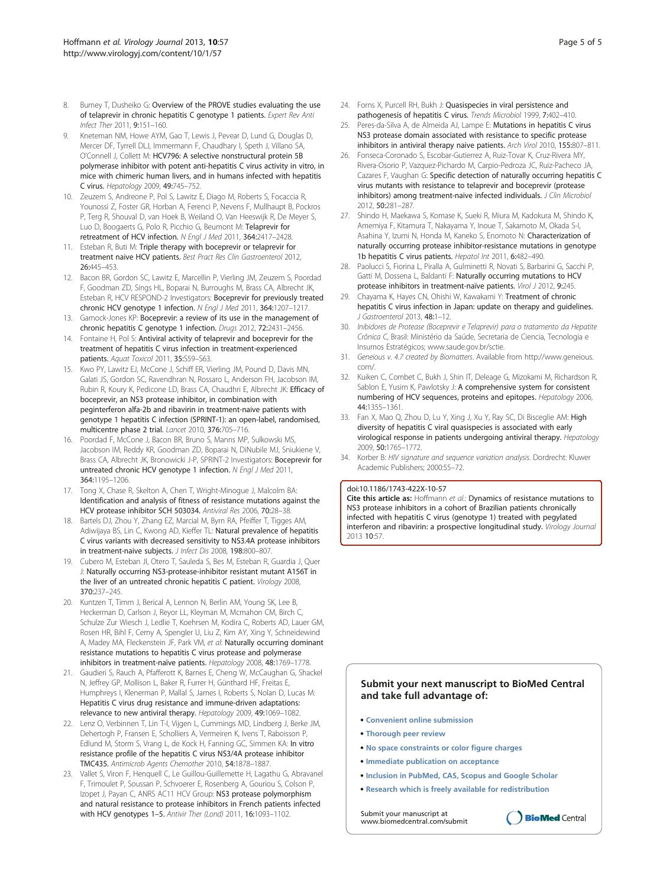8. Burney T, Dusheiko G: **Overview of the PROVE studies evaluating the use of telaprevir in chronic hepatitis C genotype 1 patients.** *Expert Rev Anti Infect Ther* 2011, **9:**151–160.
9. Kneteman NM, Howe AYM, Gao T, Lewis J, Pevear D, Lund G, Douglas D, Mercer DF, Tyrrell DLJ, Immermann F, Chaudhary I, Speth J, Villano SA, O'Connell J, Collett M: **HCV796: A selective nonstructural protein 5B polymerase inhibitor with potent anti-hepatitis C virus activity in vitro, in mice with chimeric human livers, and in humans infected with hepatitis C virus.** *Hepatology* 2009, **49:**745–752.
10. Zeuzem S, Andreone P, Pol S, Lawitz E, Diago M, Roberts S, Focaccia R, Younossi Z, Foster GR, Horban A, Ferenci P, Nevens F, Mullhaupt B, Pockros P, Terg R, Shouval D, van Hoek B, Weiland O, Van Heeswijk R, De Meyer S, Luo D, Boogaerts G, Polo R, Picchio G, Beumont M: **Telaprevir for retreatment of HCV infection.** *N Engl J Med* 2011, **364:**2417–2428.
11. Esteban R, Buti M: **Triple therapy with boceprevir or telaprevir for treatment naive HCV patients.** *Best Pract Res Clin Gastroenterol* 2012, **26:**445–453.
12. Bacon BR, Gordon SC, Lawitz E, Marcellin P, Vierling JM, Zeuzem S, Poordad F, Goodman ZD, Sings HL, Boparai N, Burroughs M, Brass CA, Albrecht JK, Esteban R, HCV RESPOND-2 Investigators: **Boceprevir for previously treated chronic HCV genotype 1 infection.** *N Engl J Med* 2011, **364:**1207–1217.
13. Garnock-Jones KP: **Boceprevir: a review of its use in the management of chronic hepatitis C genotype 1 infection.** *Drugs* 2012, **72:**2431–2456.
14. Fontaine H, Pol S: **Antiviral activity of telaprevir and boceprevir for the treatment of hepatitis C virus infection in treatment-experienced patients.** *Aquat Toxicol* 2011, **35:**S59–S63.
15. Kwo PY, Lawitz EJ, McCone J, Schiff ER, Vierling JM, Pound D, Davis MN, Galati JS, Gordon SC, Ravendhran N, Rossaro L, Anderson FH, Jacobson IM, Rubin R, Koury K, Pedicone LD, Brass CA, Chaudhri E, Albrecht JK: **Efficacy of boceprevir, an NS3 protease inhibitor, in combination with peginterferon alfa-2b and ribavirin in treatment-naive patients with genotype 1 hepatitis C infection (SPRINT-1): an open-label, randomised, multicentre phase 2 trial.** *Lancet* 2010, **376:**705–716.
16. Poordad F, McCone J, Bacon BR, Bruno S, Manns MP, Sulkowski MS, Jacobson IM, Reddy KR, Goodman ZD, Boparai N, DiNubile MJ, Sniukiene V, Brass CA, Albrecht JK, Bronowicki J-P, SPRINT-2 Investigators: **Boceprevir for untreated chronic HCV genotype 1 infection.** *N Engl J Med* 2011, **364:**1195–1206.
17. Tong X, Chase R, Skelton A, Chen T, Wright-Minogue J, Malcolm BA: **Identification and analysis of fitness of resistance mutations against the HCV protease inhibitor SCH 503034.** *Antiviral Res* 2006, **70:**28–38.
18. Bartels DJ, Zhou Y, Zhang EZ, Marcial M, Byrn RA, Pfeiffer T, Tigges AM, Adiwijaya BS, Lin C, Kwong AD, Kieffer TL: **Natural prevalence of hepatitis C virus variants with decreased sensitivity to NS3.4A protease inhibitors in treatment-naive subjects.** *J Infect Dis* 2008, **198:**800–807.
19. Cubero M, Esteban JI, Otero T, Sauleda S, Bes M, Esteban R, Guardia J, Quer J: **Naturally occurring NS3-protease-inhibitor resistant mutant A156T in the liver of an untreated chronic hepatitis C patient.** *Virology* 2008, **370:**237–245.
20. Kuntzen T, Timm J, Berical A, Lennon N, Berlin AM, Young SK, Lee B, Heckerman D, Carlson J, Reyor LL, Kleyman M, Mcmahon CM, Birch C, Schulze Zur Wiesch J, Ledlie T, Koehrsen M, Kodira C, Roberts AD, Lauer GM, Rosen HR, Bihl F, Cerny A, Spengler U, Liu Z, Kim AY, Xing Y, Schneidewind A, Madey MA, Fleckenstein JF, Park VM, *et al*: **Naturally occurring dominant resistance mutations to hepatitis C virus protease and polymerase inhibitors in treatment-naïve patients.** *Hepatology* 2008, **48:**1769–1778.
21. Gaudieri S, Rauch A, Pfafferott K, Barnes E, Cheng W, McCaughan G, Shackel N, Jeffrey GP, Mollison L, Baker R, Furrer H, Günthard HF, Freitas E, Humphreys I, Klenerman P, Mallal S, James I, Roberts S, Nolan D, Lucas M: **Hepatitis C virus drug resistance and immune-driven adaptations: relevance to new antiviral therapy.** *Hepatology* 2009, **49:**1069–1082.
22. Lenz O, Verbinnen T, Lin T-I, Vijgen L, Cummings MD, Lindberg J, Berke JM, Dehertogh P, Fransen E, Scholliers A, Vermeiren K, Ivens T, Raboisson P, Edlund M, Storm S, Vrang L, de Kock H, Fanning GC, Simmen KA: **In vitro resistance profile of the hepatitis C virus NS3/4A protease inhibitor TMC435.** *Antimicrob Agents Chemother* 2010, **54:**1878–1887.
23. Vallet S, Viron F, Henquell C, Le Guillou-Guillemette H, Lagathu G, Abravanel F, Trimoulet P, Soussan P, Schvoerer E, Rosenberg A, Gouriou S, Colson P, Izopet J, Payan C, ANRS AC11 HCV Group: **NS3 protease polymorphism and natural resistance to protease inhibitors in French patients infected with HCV genotypes 1–5.** *Antivir Ther (Lond)* 2011, **16:**1093–1102.
24. Forns X, Purcell RH, Bukh J: **Quasispecies in viral persistence and pathogenesis of hepatitis C virus.** *Trends Microbiol* 1999, **7:**402–410.
25. Peres-da-Silva A, de Almeida AJ, Lampe E: **Mutations in hepatitis C virus NS3 protease domain associated with resistance to specific protease inhibitors in antiviral therapy naive patients.** *Arch Virol* 2010, **155:**807–811.
26. Fonseca-Coronado S, Escobar-Gutierrez A, Ruiz-Tovar K, Cruz-Rivera MY, Rivera-Osorio P, Vazquez-Pichardo M, Carpio-Pedroza JC, Ruiz-Pacheco JA, Cazares F, Vaughan G: **Specific detection of naturally occurring hepatitis C virus mutants with resistance to telaprevir and boceprevir (protease inhibitors) among treatment-naive infected individuals.** *J Clin Microbiol* 2012, **50:**281–287.
27. Shindo H, Maekawa S, Komase K, Sueki R, Miura M, Kadokura M, Shindo K, Amemiya F, Kitamura T, Nakayama Y, Inoue T, Sakamoto M, Okada S-I, Asahina Y, Izumi N, Honda M, Kaneko S, Enomoto N: **Characterization of naturally occurring protease inhibitor-resistance mutations in genotype 1b hepatitis C virus patients.** *Hepatol Int* 2011, **6:**482–490.
28. Paolucci S, Fiorina L, Piralla A, Gulminetti R, Novati S, Barbarini G, Sacchi P, Gatti M, Dossena L, Baldanti F: **Naturally occurring mutations to HCV protease inhibitors in treatment-naïve patients.** *Virol J* 2012, **9:**245.
29. Chayama K, Hayes CN, Ohishi W, Kawakami Y: **Treatment of chronic hepatitis C virus infection in Japan: update on therapy and guidelines.** *J Gastroenterol* 2013, **48:**1–12.
30. *Inibidores de Protease (Boceprevir e Telaprevir) para o tratamento da Hepatite Crônica C*, Brasil: Ministério da Saúde, Secretaria de Ciencia, Tecnologia e Insumos Estratégicos; www.saude.gov.br/sctie.
31. *Geneious v. 4.7 created by Biomatters*. Available from http://www.geneious.com/.
32. Kuiken C, Combet C, Bukh J, Shin IT, Deleage G, Mizokami M, Richardson R, Sablon E, Yusim K, Pawlotsky J: **A comprehensive system for consistent numbering of HCV sequences, proteins and epitopes.** *Hepatology* 2006, **44:**1355–1361.
33. Fan X, Mao Q, Zhou D, Lu Y, Xing J, Xu Y, Ray SC, Di Bisceglie AM: **High diversity of hepatitis C viral quasispecies is associated with early virological response in patients undergoing antiviral therapy.** *Hepatology* 2009, **50:**1765–1772.
34. Korber B: *HIV signature and sequence variation analysis*. Dordrecht: Kluwer Academic Publishers; 2000:55–72.

doi:10.1186/1743-422X-10-57

**Cite this article as:** Hoffmann *et al.*: Dynamics of resistance mutations to NS3 protease inhibitors in a cohort of Brazilian patients chronically infected with hepatitis C virus (genotype 1) treated with pegylated interferon and ribavirin: a prospective longitudinal study. *Virology Journal* 2013 **10**:57.

**Submit your next manuscript to BioMed Central and take full advantage of:**

- **Convenient online submission**
- **Thorough peer review**
- **No space constraints or color figure charges**
- **Immediate publication on acceptance**
- **Inclusion in PubMed, CAS, Scopus and Google Scholar**
- **Research which is freely available for redistribution**

Submit your manuscript at www.biomedcentral.com/submit

BioMed Central